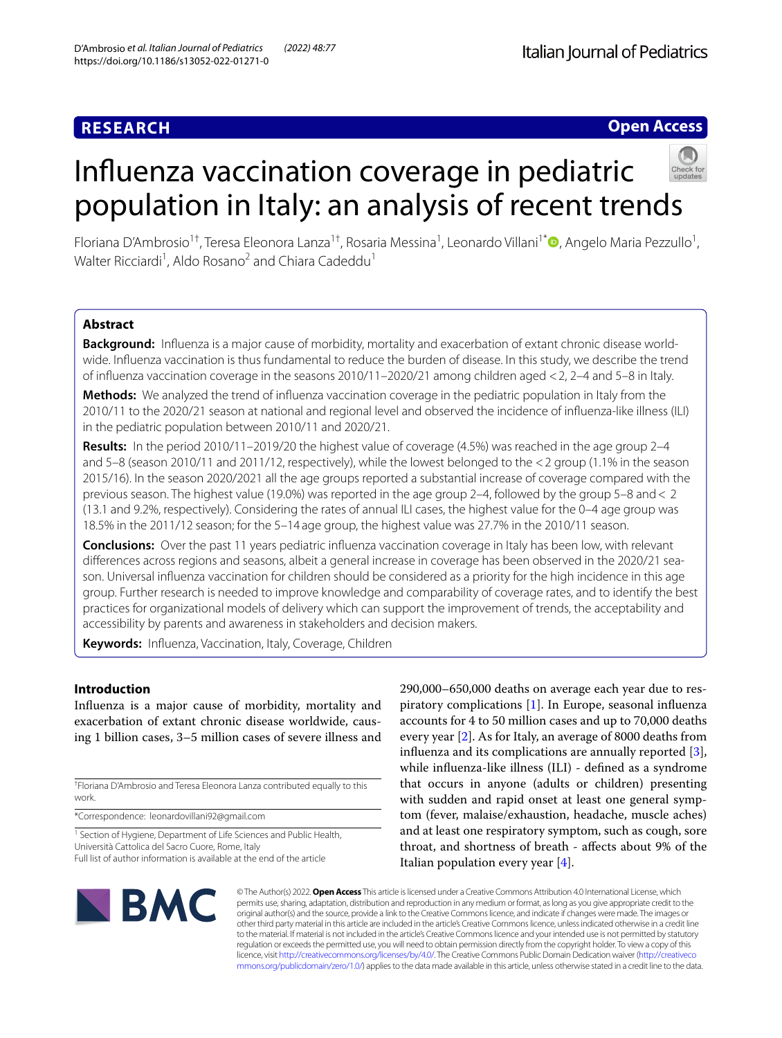**RESEARCH** **Open Access**

# Influenza vaccination coverage in pediatric population in Italy: an analysis of recent trends

Floriana D'Ambrosio[1†], Teresa Eleonora Lanza[1†], Rosaria Messina[1], Leonardo Villani[1*], Angelo Maria Pezzullo[1], Walter Ricciardi[1], Aldo Rosano[2] and Chiara Cadeddu[1]

## Abstract

**Background:** Influenza is a major cause of morbidity, mortality and exacerbation of extant chronic disease worldwide. Influenza vaccination is thus fundamental to reduce the burden of disease. In this study, we describe the trend of influenza vaccination coverage in the seasons 2010/11–2020/21 among children aged <2, 2–4 and 5–8 in Italy.

**Methods:** We analyzed the trend of influenza vaccination coverage in the pediatric population in Italy from the 2010/11 to the 2020/21 season at national and regional level and observed the incidence of influenza-like illness (ILI) in the pediatric population between 2010/11 and 2020/21.

**Results:** In the period 2010/11–2019/20 the highest value of coverage (4.5%) was reached in the age group 2–4 and 5–8 (season 2010/11 and 2011/12, respectively), while the lowest belonged to the <2 group (1.1% in the season 2015/16). In the season 2020/2021 all the age groups reported a substantial increase of coverage compared with the previous season. The highest value (19.0%) was reported in the age group 2–4, followed by the group 5–8 and < 2 (13.1 and 9.2%, respectively). Considering the rates of annual ILI cases, the highest value for the 0–4 age group was 18.5% in the 2011/12 season; for the 5–14 age group, the highest value was 27.7% in the 2010/11 season.

**Conclusions:** Over the past 11 years pediatric influenza vaccination coverage in Italy has been low, with relevant differences across regions and seasons, albeit a general increase in coverage has been observed in the 2020/21 season. Universal influenza vaccination for children should be considered as a priority for the high incidence in this age group. Further research is needed to improve knowledge and comparability of coverage rates, and to identify the best practices for organizational models of delivery which can support the improvement of trends, the acceptability and accessibility by parents and awareness in stakeholders and decision makers.

**Keywords:** Influenza, Vaccination, Italy, Coverage, Children

## Introduction

Influenza is a major cause of morbidity, mortality and exacerbation of extant chronic disease worldwide, causing 1 billion cases, 3–5 million cases of severe illness and 290,000–650,000 deaths on average each year due to respiratory complications [1]. In Europe, seasonal influenza accounts for 4 to 50 million cases and up to 70,000 deaths every year [2]. As for Italy, an average of 8000 deaths from influenza and its complications are annually reported [3], while influenza-like illness (ILI) - defined as a syndrome that occurs in anyone (adults or children) presenting with sudden and rapid onset at least one general symptom (fever, malaise/exhaustion, headache, muscle aches) and at least one respiratory symptom, such as cough, sore throat, and shortness of breath - affects about 9% of the Italian population every year [4].

†Floriana D'Ambrosio and Teresa Eleonora Lanza contributed equally to this work.

*Correspondence: leonardovillani92@gmail.com

[1] Section of Hygiene, Department of Life Sciences and Public Health, Università Cattolica del Sacro Cuore, Rome, Italy
Full list of author information is available at the end of the article

© The Author(s) 2022. **Open Access** This article is licensed under a Creative Commons Attribution 4.0 International License, which permits use, sharing, adaptation, distribution and reproduction in any medium or format, as long as you give appropriate credit to the original author(s) and the source, provide a link to the Creative Commons licence, and indicate if changes were made. The images or other third party material in this article are included in the article's Creative Commons licence, unless indicated otherwise in a credit line to the material. If material is not included in the article's Creative Commons licence and your intended use is not permitted by statutory regulation or exceeds the permitted use, you will need to obtain permission directly from the copyright holder. To view a copy of this licence, visit http://creativecommons.org/licenses/by/4.0/. The Creative Commons Public Domain Dedication waiver (http://creativecommons.org/publicdomain/zero/1.0/) applies to the data made available in this article, unless otherwise stated in a credit line to the data.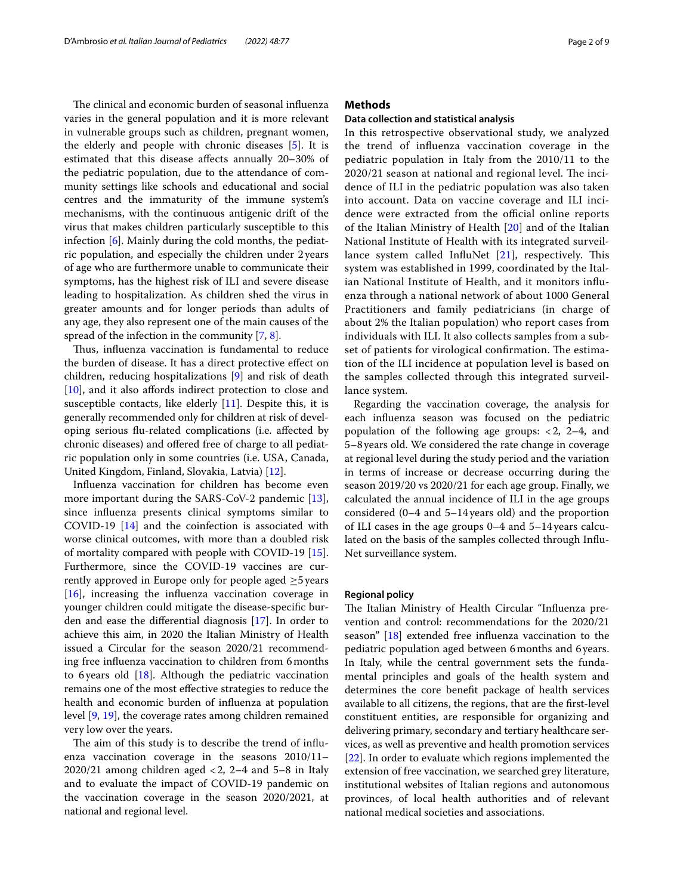The clinical and economic burden of seasonal influenza varies in the general population and it is more relevant in vulnerable groups such as children, pregnant women, the elderly and people with chronic diseases [5]. It is estimated that this disease affects annually 20–30% of the pediatric population, due to the attendance of community settings like schools and educational and social centres and the immaturity of the immune system's mechanisms, with the continuous antigenic drift of the virus that makes children particularly susceptible to this infection [6]. Mainly during the cold months, the pediatric population, and especially the children under 2 years of age who are furthermore unable to communicate their symptoms, has the highest risk of ILI and severe disease leading to hospitalization. As children shed the virus in greater amounts and for longer periods than adults of any age, they also represent one of the main causes of the spread of the infection in the community [7, 8].

Thus, influenza vaccination is fundamental to reduce the burden of disease. It has a direct protective effect on children, reducing hospitalizations [9] and risk of death [10], and it also affords indirect protection to close and susceptible contacts, like elderly [11]. Despite this, it is generally recommended only for children at risk of developing serious flu-related complications (i.e. affected by chronic diseases) and offered free of charge to all pediatric population only in some countries (i.e. USA, Canada, United Kingdom, Finland, Slovakia, Latvia) [12].

Influenza vaccination for children has become even more important during the SARS-CoV-2 pandemic [13], since influenza presents clinical symptoms similar to COVID-19 [14] and the coinfection is associated with worse clinical outcomes, with more than a doubled risk of mortality compared with people with COVID-19 [15]. Furthermore, since the COVID-19 vaccines are currently approved in Europe only for people aged ≥5 years [16], increasing the influenza vaccination coverage in younger children could mitigate the disease-specific burden and ease the differential diagnosis [17]. In order to achieve this aim, in 2020 the Italian Ministry of Health issued a Circular for the season 2020/21 recommending free influenza vaccination to children from 6 months to 6 years old [18]. Although the pediatric vaccination remains one of the most effective strategies to reduce the health and economic burden of influenza at population level [9, 19], the coverage rates among children remained very low over the years.

The aim of this study is to describe the trend of influenza vaccination coverage in the seasons 2010/11–2020/21 among children aged <2, 2–4 and 5–8 in Italy and to evaluate the impact of COVID-19 pandemic on the vaccination coverage in the season 2020/2021, at national and regional level.

## Methods

### Data collection and statistical analysis

In this retrospective observational study, we analyzed the trend of influenza vaccination coverage in the pediatric population in Italy from the 2010/11 to the 2020/21 season at national and regional level. The incidence of ILI in the pediatric population was also taken into account. Data on vaccine coverage and ILI incidence were extracted from the official online reports of the Italian Ministry of Health [20] and of the Italian National Institute of Health with its integrated surveillance system called InfluNet [21], respectively. This system was established in 1999, coordinated by the Italian National Institute of Health, and it monitors influenza through a national network of about 1000 General Practitioners and family pediatricians (in charge of about 2% the Italian population) who report cases from individuals with ILI. It also collects samples from a subset of patients for virological confirmation. The estimation of the ILI incidence at population level is based on the samples collected through this integrated surveillance system.

Regarding the vaccination coverage, the analysis for each influenza season was focused on the pediatric population of the following age groups: <2, 2–4, and 5–8 years old. We considered the rate change in coverage at regional level during the study period and the variation in terms of increase or decrease occurring during the season 2019/20 vs 2020/21 for each age group. Finally, we calculated the annual incidence of ILI in the age groups considered (0–4 and 5–14 years old) and the proportion of ILI cases in the age groups 0–4 and 5–14 years calculated on the basis of the samples collected through InfluNet surveillance system.

### Regional policy

The Italian Ministry of Health Circular "Influenza prevention and control: recommendations for the 2020/21 season" [18] extended free influenza vaccination to the pediatric population aged between 6 months and 6 years. In Italy, while the central government sets the fundamental principles and goals of the health system and determines the core benefit package of health services available to all citizens, the regions, that are the first-level constituent entities, are responsible for organizing and delivering primary, secondary and tertiary healthcare services, as well as preventive and health promotion services [22]. In order to evaluate which regions implemented the extension of free vaccination, we searched grey literature, institutional websites of Italian regions and autonomous provinces, of local health authorities and of relevant national medical societies and associations.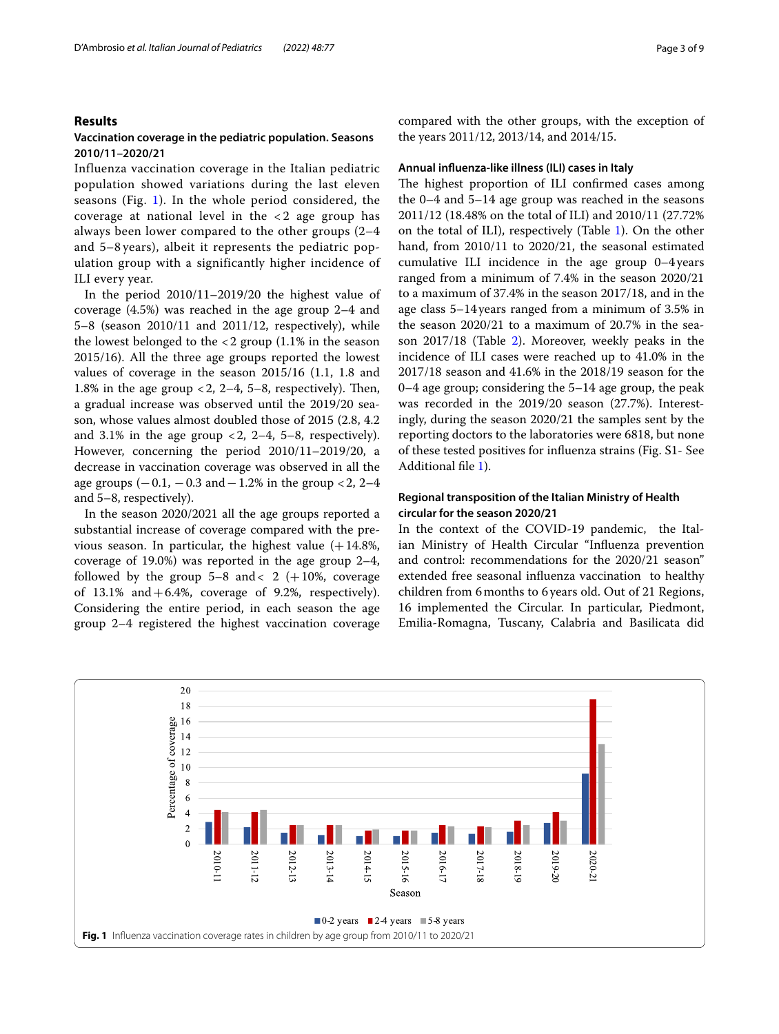## Results

### Vaccination coverage in the pediatric population. Seasons 2010/11–2020/21

Influenza vaccination coverage in the Italian pediatric population showed variations during the last eleven seasons (Fig. 1). In the whole period considered, the coverage at national level in the < 2 age group has always been lower compared to the other groups (2–4 and 5–8 years), albeit it represents the pediatric population group with a significantly higher incidence of ILI every year.

In the period 2010/11–2019/20 the highest value of coverage (4.5%) was reached in the age group 2–4 and 5–8 (season 2010/11 and 2011/12, respectively), while the lowest belonged to the < 2 group (1.1% in the season 2015/16). All the three age groups reported the lowest values of coverage in the season 2015/16 (1.1, 1.8 and 1.8% in the age group < 2, 2–4, 5–8, respectively). Then, a gradual increase was observed until the 2019/20 season, whose values almost doubled those of 2015 (2.8, 4.2 and 3.1% in the age group < 2, 2–4, 5–8, respectively). However, concerning the period 2010/11–2019/20, a decrease in vaccination coverage was observed in all the age groups (− 0.1, − 0.3 and − 1.2% in the group < 2, 2–4 and 5–8, respectively).

In the season 2020/2021 all the age groups reported a substantial increase of coverage compared with the previous season. In particular, the highest value (+ 14.8%, coverage of 19.0%) was reported in the age group 2–4, followed by the group 5–8 and < 2 (+ 10%, coverage of 13.1% and + 6.4%, coverage of 9.2%, respectively). Considering the entire period, in each season the age group 2–4 registered the highest vaccination coverage compared with the other groups, with the exception of the years 2011/12, 2013/14, and 2014/15.

### Annual influenza-like illness (ILI) cases in Italy

The highest proportion of ILI confirmed cases among the 0–4 and 5–14 age group was reached in the seasons 2011/12 (18.48% on the total of ILI) and 2010/11 (27.72% on the total of ILI), respectively (Table 1). On the other hand, from 2010/11 to 2020/21, the seasonal estimated cumulative ILI incidence in the age group 0–4 years ranged from a minimum of 7.4% in the season 2020/21 to a maximum of 37.4% in the season 2017/18, and in the age class 5–14 years ranged from a minimum of 3.5% in the season 2020/21 to a maximum of 20.7% in the season 2017/18 (Table 2). Moreover, weekly peaks in the incidence of ILI cases were reached up to 41.0% in the 2017/18 season and 41.6% in the 2018/19 season for the 0–4 age group; considering the 5–14 age group, the peak was recorded in the 2019/20 season (27.7%). Interestingly, during the season 2020/21 the samples sent by the reporting doctors to the laboratories were 6818, but none of these tested positives for influenza strains (Fig. S1- See Additional file 1).

### Regional transposition of the Italian Ministry of Health circular for the season 2020/21

In the context of the COVID-19 pandemic, the Italian Ministry of Health Circular "Influenza prevention and control: recommendations for the 2020/21 season" extended free seasonal influenza vaccination to healthy children from 6 months to 6 years old. Out of 21 Regions, 16 implemented the Circular. In particular, Piedmont, Emilia-Romagna, Tuscany, Calabria and Basilicata did

**Fig. 1** Influenza vaccination coverage rates in children by age group from 2010/11 to 2020/21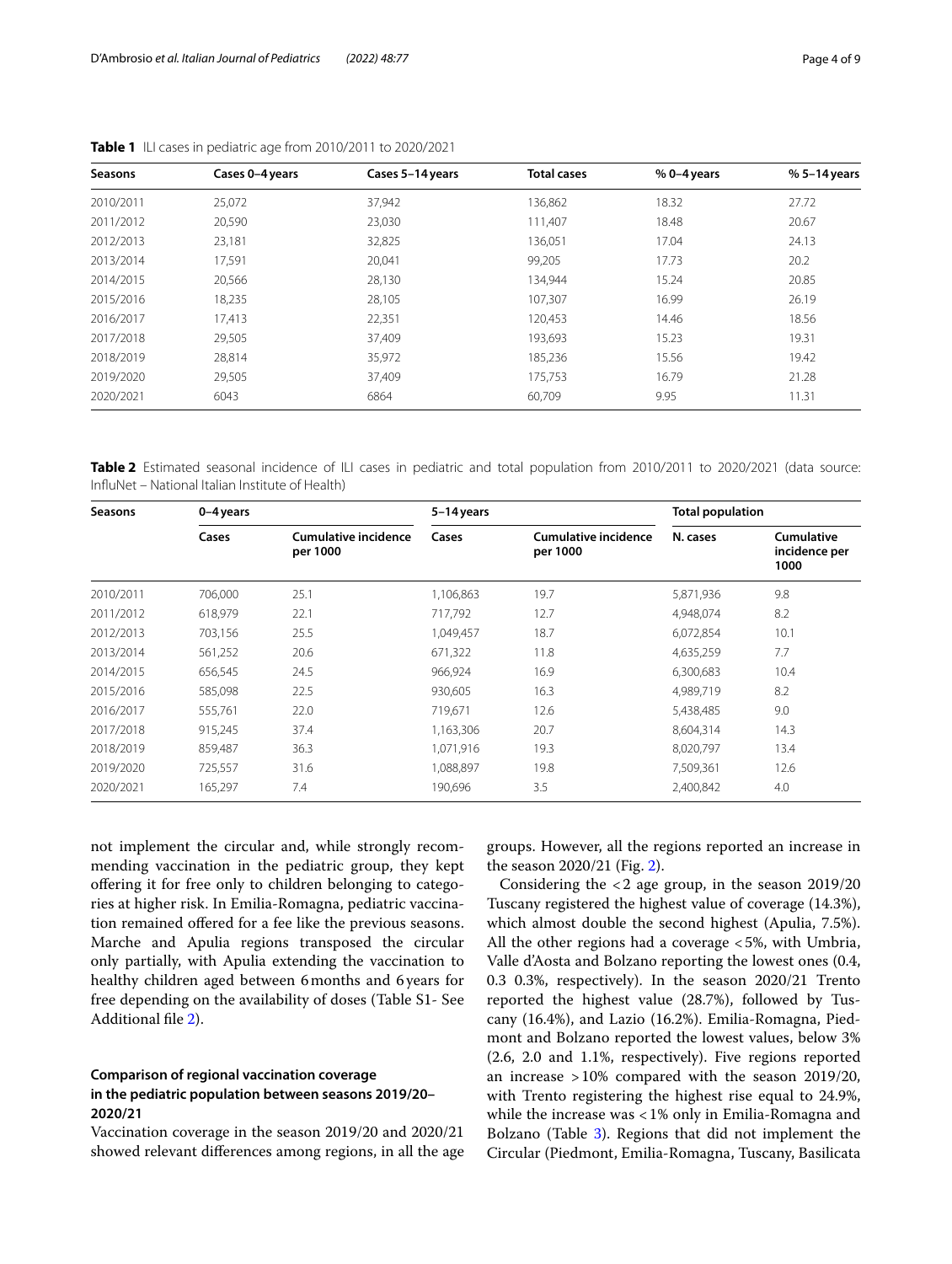**Table 1** ILI cases in pediatric age from 2010/2011 to 2020/2021

| Seasons | Cases 0–4 years | Cases 5–14 years | Total cases | % 0–4 years | % 5–14 years |
|---|---|---|---|---|---|
| 2010/2011 | 25,072 | 37,942 | 136,862 | 18.32 | 27.72 |
| 2011/2012 | 20,590 | 23,030 | 111,407 | 18.48 | 20.67 |
| 2012/2013 | 23,181 | 32,825 | 136,051 | 17.04 | 24.13 |
| 2013/2014 | 17,591 | 20,041 | 99,205 | 17.73 | 20.2 |
| 2014/2015 | 20,566 | 28,130 | 134,944 | 15.24 | 20.85 |
| 2015/2016 | 18,235 | 28,105 | 107,307 | 16.99 | 26.19 |
| 2016/2017 | 17,413 | 22,351 | 120,453 | 14.46 | 18.56 |
| 2017/2018 | 29,505 | 37,409 | 193,693 | 15.23 | 19.31 |
| 2018/2019 | 28,814 | 35,972 | 185,236 | 15.56 | 19.42 |
| 2019/2020 | 29,505 | 37,409 | 175,753 | 16.79 | 21.28 |
| 2020/2021 | 6043 | 6864 | 60,709 | 9.95 | 11.31 |

**Table 2** Estimated seasonal incidence of ILI cases in pediatric and total population from 2010/2011 to 2020/2021 (data source: InfluNet – National Italian Institute of Health)

| Seasons | 0–4 years | | 5–14 years | | Total population | |
|---|---|---|---|---|---|---|
| | Cases | Cumulative incidence per 1000 | Cases | Cumulative incidence per 1000 | N. cases | Cumulative incidence per 1000 |
| 2010/2011 | 706,000 | 25.1 | 1,106,863 | 19.7 | 5,871,936 | 9.8 |
| 2011/2012 | 618,979 | 22.1 | 717,792 | 12.7 | 4,948,074 | 8.2 |
| 2012/2013 | 703,156 | 25.5 | 1,049,457 | 18.7 | 6,072,854 | 10.1 |
| 2013/2014 | 561,252 | 20.6 | 671,322 | 11.8 | 4,635,259 | 7.7 |
| 2014/2015 | 656,545 | 24.5 | 966,924 | 16.9 | 6,300,683 | 10.4 |
| 2015/2016 | 585,098 | 22.5 | 930,605 | 16.3 | 4,989,719 | 8.2 |
| 2016/2017 | 555,761 | 22.0 | 719,671 | 12.6 | 5,438,485 | 9.0 |
| 2017/2018 | 915,245 | 37.4 | 1,163,306 | 20.7 | 8,604,314 | 14.3 |
| 2018/2019 | 859,487 | 36.3 | 1,071,916 | 19.3 | 8,020,797 | 13.4 |
| 2019/2020 | 725,557 | 31.6 | 1,088,897 | 19.8 | 7,509,361 | 12.6 |
| 2020/2021 | 165,297 | 7.4 | 190,696 | 3.5 | 2,400,842 | 4.0 |

not implement the circular and, while strongly recommending vaccination in the pediatric group, they kept offering it for free only to children belonging to categories at higher risk. In Emilia-Romagna, pediatric vaccination remained offered for a fee like the previous seasons. Marche and Apulia regions transposed the circular only partially, with Apulia extending the vaccination to healthy children aged between 6 months and 6 years for free depending on the availability of doses (Table S1- See Additional file 2).

### Comparison of regional vaccination coverage in the pediatric population between seasons 2019/20–2020/21

Vaccination coverage in the season 2019/20 and 2020/21 showed relevant differences among regions, in all the age groups. However, all the regions reported an increase in the season 2020/21 (Fig. 2).

Considering the <2 age group, in the season 2019/20 Tuscany registered the highest value of coverage (14.3%), which almost double the second highest (Apulia, 7.5%). All the other regions had a coverage <5%, with Umbria, Valle d'Aosta and Bolzano reporting the lowest ones (0.4, 0.3 0.3%, respectively). In the season 2020/21 Trento reported the highest value (28.7%), followed by Tuscany (16.4%), and Lazio (16.2%). Emilia-Romagna, Piedmont and Bolzano reported the lowest values, below 3% (2.6, 2.0 and 1.1%, respectively). Five regions reported an increase >10% compared with the season 2019/20, with Trento registering the highest rise equal to 24.9%, while the increase was <1% only in Emilia-Romagna and Bolzano (Table 3). Regions that did not implement the Circular (Piedmont, Emilia-Romagna, Tuscany, Basilicata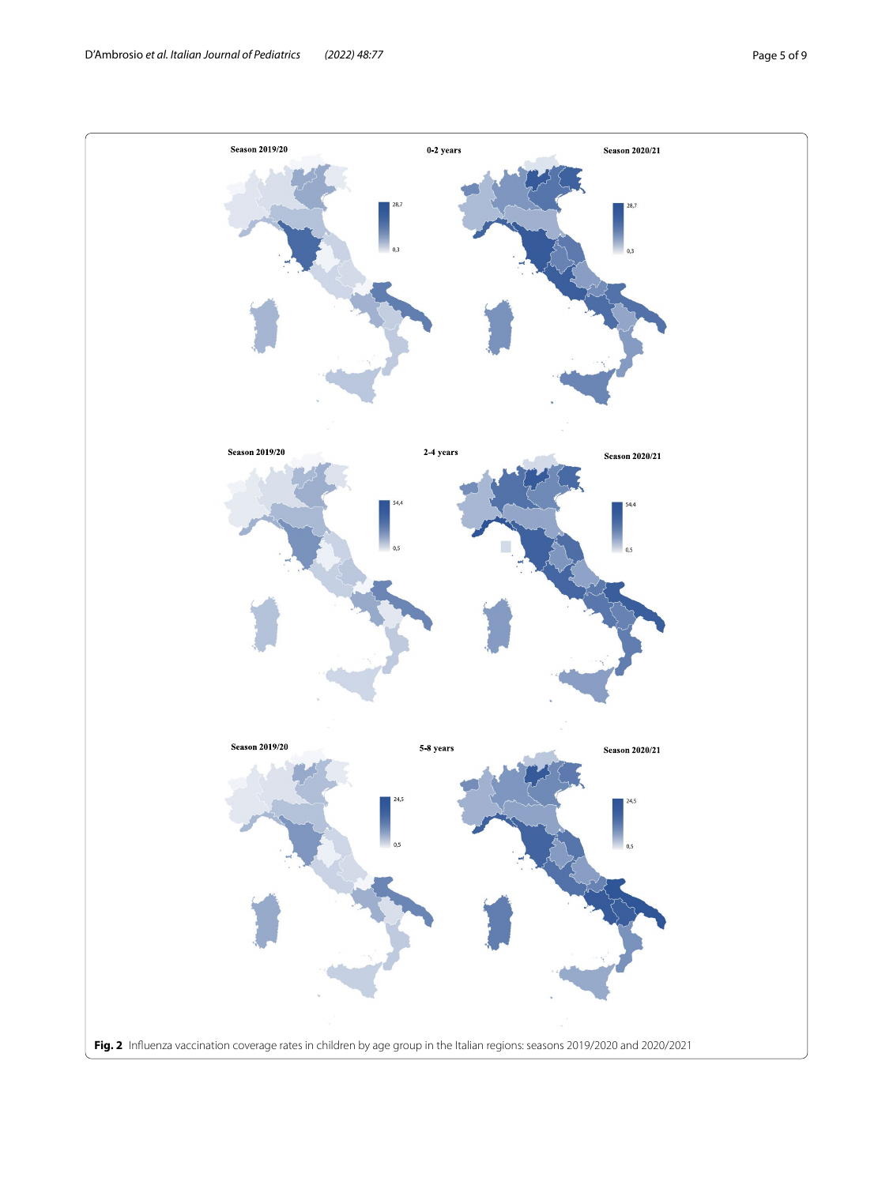**Fig. 2** Influenza vaccination coverage rates in children by age group in the Italian regions: seasons 2019/2020 and 2020/2021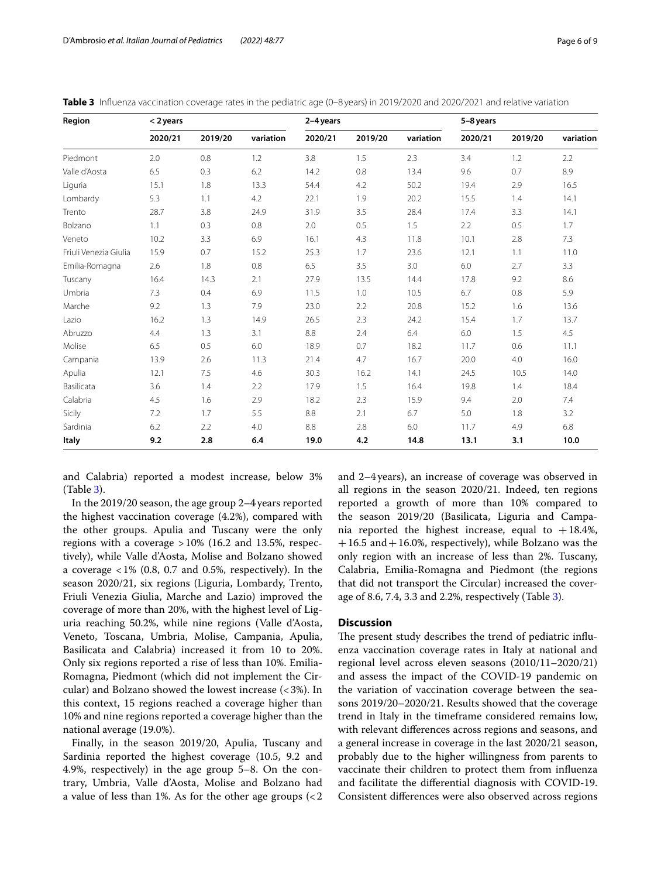**Table 3** Influenza vaccination coverage rates in the pediatric age (0–8 years) in 2019/2020 and 2020/2021 and relative variation

| Region | < 2 years | | | 2–4 years | | | 5–8 years | | |
|---|---|---|---|---|---|---|---|---|---|
| | 2020/21 | 2019/20 | variation | 2020/21 | 2019/20 | variation | 2020/21 | 2019/20 | variation |
| Piedmont | 2.0 | 0.8 | 1.2 | 3.8 | 1.5 | 2.3 | 3.4 | 1.2 | 2.2 |
| Valle d'Aosta | 6.5 | 0.3 | 6.2 | 14.2 | 0.8 | 13.4 | 9.6 | 0.7 | 8.9 |
| Liguria | 15.1 | 1.8 | 13.3 | 54.4 | 4.2 | 50.2 | 19.4 | 2.9 | 16.5 |
| Lombardy | 5.3 | 1.1 | 4.2 | 22.1 | 1.9 | 20.2 | 15.5 | 1.4 | 14.1 |
| Trento | 28.7 | 3.8 | 24.9 | 31.9 | 3.5 | 28.4 | 17.4 | 3.3 | 14.1 |
| Bolzano | 1.1 | 0.3 | 0.8 | 2.0 | 0.5 | 1.5 | 2.2 | 0.5 | 1.7 |
| Veneto | 10.2 | 3.3 | 6.9 | 16.1 | 4.3 | 11.8 | 10.1 | 2.8 | 7.3 |
| Friuli Venezia Giulia | 15.9 | 0.7 | 15.2 | 25.3 | 1.7 | 23.6 | 12.1 | 1.1 | 11.0 |
| Emilia-Romagna | 2.6 | 1.8 | 0.8 | 6.5 | 3.5 | 3.0 | 6.0 | 2.7 | 3.3 |
| Tuscany | 16.4 | 14.3 | 2.1 | 27.9 | 13.5 | 14.4 | 17.8 | 9.2 | 8.6 |
| Umbria | 7.3 | 0.4 | 6.9 | 11.5 | 1.0 | 10.5 | 6.7 | 0.8 | 5.9 |
| Marche | 9.2 | 1.3 | 7.9 | 23.0 | 2.2 | 20.8 | 15.2 | 1.6 | 13.6 |
| Lazio | 16.2 | 1.3 | 14.9 | 26.5 | 2.3 | 24.2 | 15.4 | 1.7 | 13.7 |
| Abruzzo | 4.4 | 1.3 | 3.1 | 8.8 | 2.4 | 6.4 | 6.0 | 1.5 | 4.5 |
| Molise | 6.5 | 0.5 | 6.0 | 18.9 | 0.7 | 18.2 | 11.7 | 0.6 | 11.1 |
| Campania | 13.9 | 2.6 | 11.3 | 21.4 | 4.7 | 16.7 | 20.0 | 4.0 | 16.0 |
| Apulia | 12.1 | 7.5 | 4.6 | 30.3 | 16.2 | 14.1 | 24.5 | 10.5 | 14.0 |
| Basilicata | 3.6 | 1.4 | 2.2 | 17.9 | 1.5 | 16.4 | 19.8 | 1.4 | 18.4 |
| Calabria | 4.5 | 1.6 | 2.9 | 18.2 | 2.3 | 15.9 | 9.4 | 2.0 | 7.4 |
| Sicily | 7.2 | 1.7 | 5.5 | 8.8 | 2.1 | 6.7 | 5.0 | 1.8 | 3.2 |
| Sardinia | 6.2 | 2.2 | 4.0 | 8.8 | 2.8 | 6.0 | 11.7 | 4.9 | 6.8 |
| **Italy** | **9.2** | **2.8** | **6.4** | **19.0** | **4.2** | **14.8** | **13.1** | **3.1** | **10.0** |

and Calabria) reported a modest increase, below 3% (Table 3).

In the 2019/20 season, the age group 2–4 years reported the highest vaccination coverage (4.2%), compared with the other groups. Apulia and Tuscany were the only regions with a coverage >10% (16.2 and 13.5%, respectively), while Valle d'Aosta, Molise and Bolzano showed a coverage <1% (0.8, 0.7 and 0.5%, respectively). In the season 2020/21, six regions (Liguria, Lombardy, Trento, Friuli Venezia Giulia, Marche and Lazio) improved the coverage of more than 20%, with the highest level of Liguria reaching 50.2%, while nine regions (Valle d'Aosta, Veneto, Toscana, Umbria, Molise, Campania, Apulia, Basilicata and Calabria) increased it from 10 to 20%. Only six regions reported a rise of less than 10%. Emilia-Romagna, Piedmont (which did not implement the Circular) and Bolzano showed the lowest increase (<3%). In this context, 15 regions reached a coverage higher than 10% and nine regions reported a coverage higher than the national average (19.0%).

Finally, in the season 2019/20, Apulia, Tuscany and Sardinia reported the highest coverage (10.5, 9.2 and 4.9%, respectively) in the age group 5–8. On the contrary, Umbria, Valle d'Aosta, Molise and Bolzano had a value of less than 1%. As for the other age groups (<2 and 2–4 years), an increase of coverage was observed in all regions in the season 2020/21. Indeed, ten regions reported a growth of more than 10% compared to the season 2019/20 (Basilicata, Liguria and Campania reported the highest increase, equal to +18.4%, +16.5 and +16.0%, respectively), while Bolzano was the only region with an increase of less than 2%. Tuscany, Calabria, Emilia-Romagna and Piedmont (the regions that did not transport the Circular) increased the coverage of 8.6, 7.4, 3.3 and 2.2%, respectively (Table 3).

## Discussion

The present study describes the trend of pediatric influenza vaccination coverage rates in Italy at national and regional level across eleven seasons (2010/11–2020/21) and assess the impact of the COVID-19 pandemic on the variation of vaccination coverage between the seasons 2019/20–2020/21. Results showed that the coverage trend in Italy in the timeframe considered remains low, with relevant differences across regions and seasons, and a general increase in coverage in the last 2020/21 season, probably due to the higher willingness from parents to vaccinate their children to protect them from influenza and facilitate the differential diagnosis with COVID-19. Consistent differences were also observed across regions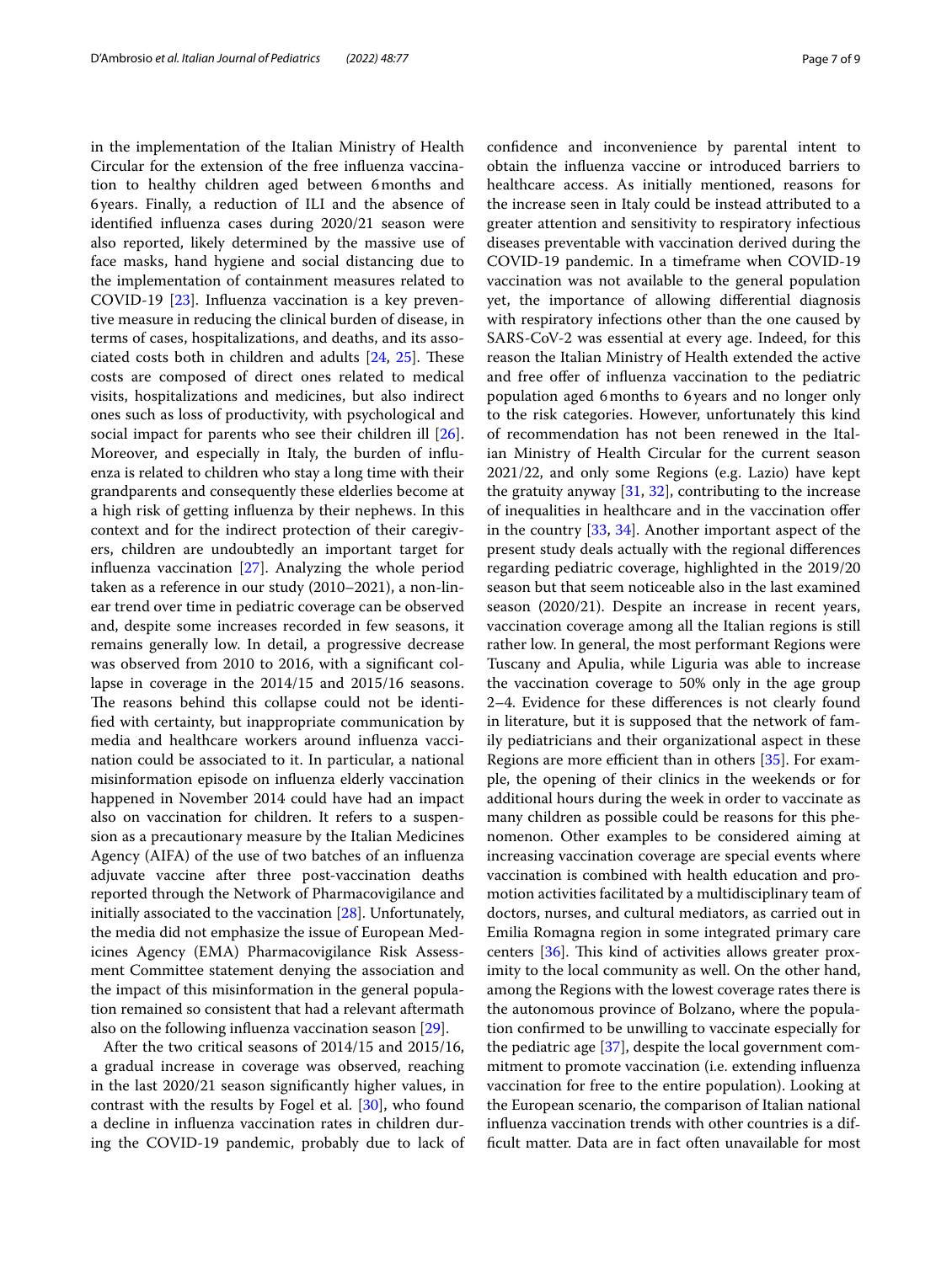in the implementation of the Italian Ministry of Health Circular for the extension of the free influenza vaccination to healthy children aged between 6 months and 6 years. Finally, a reduction of ILI and the absence of identified influenza cases during 2020/21 season were also reported, likely determined by the massive use of face masks, hand hygiene and social distancing due to the implementation of containment measures related to COVID-19 [23]. Influenza vaccination is a key preventive measure in reducing the clinical burden of disease, in terms of cases, hospitalizations, and deaths, and its associated costs both in children and adults [24, 25]. These costs are composed of direct ones related to medical visits, hospitalizations and medicines, but also indirect ones such as loss of productivity, with psychological and social impact for parents who see their children ill [26]. Moreover, and especially in Italy, the burden of influenza is related to children who stay a long time with their grandparents and consequently these elderlies become at a high risk of getting influenza by their nephews. In this context and for the indirect protection of their caregivers, children are undoubtedly an important target for influenza vaccination [27]. Analyzing the whole period taken as a reference in our study (2010–2021), a non-linear trend over time in pediatric coverage can be observed and, despite some increases recorded in few seasons, it remains generally low. In detail, a progressive decrease was observed from 2010 to 2016, with a significant collapse in coverage in the 2014/15 and 2015/16 seasons. The reasons behind this collapse could not be identified with certainty, but inappropriate communication by media and healthcare workers around influenza vaccination could be associated to it. In particular, a national misinformation episode on influenza elderly vaccination happened in November 2014 could have had an impact also on vaccination for children. It refers to a suspension as a precautionary measure by the Italian Medicines Agency (AIFA) of the use of two batches of an influenza adjuvate vaccine after three post-vaccination deaths reported through the Network of Pharmacovigilance and initially associated to the vaccination [28]. Unfortunately, the media did not emphasize the issue of European Medicines Agency (EMA) Pharmacovigilance Risk Assessment Committee statement denying the association and the impact of this misinformation in the general population remained so consistent that had a relevant aftermath also on the following influenza vaccination season [29].

After the two critical seasons of 2014/15 and 2015/16, a gradual increase in coverage was observed, reaching in the last 2020/21 season significantly higher values, in contrast with the results by Fogel et al. [30], who found a decline in influenza vaccination rates in children during the COVID-19 pandemic, probably due to lack of confidence and inconvenience by parental intent to obtain the influenza vaccine or introduced barriers to healthcare access. As initially mentioned, reasons for the increase seen in Italy could be instead attributed to a greater attention and sensitivity to respiratory infectious diseases preventable with vaccination derived during the COVID-19 pandemic. In a timeframe when COVID-19 vaccination was not available to the general population yet, the importance of allowing differential diagnosis with respiratory infections other than the one caused by SARS-CoV-2 was essential at every age. Indeed, for this reason the Italian Ministry of Health extended the active and free offer of influenza vaccination to the pediatric population aged 6 months to 6 years and no longer only to the risk categories. However, unfortunately this kind of recommendation has not been renewed in the Italian Ministry of Health Circular for the current season 2021/22, and only some Regions (e.g. Lazio) have kept the gratuity anyway [31, 32], contributing to the increase of inequalities in healthcare and in the vaccination offer in the country [33, 34]. Another important aspect of the present study deals actually with the regional differences regarding pediatric coverage, highlighted in the 2019/20 season but that seem noticeable also in the last examined season (2020/21). Despite an increase in recent years, vaccination coverage among all the Italian regions is still rather low. In general, the most performant Regions were Tuscany and Apulia, while Liguria was able to increase the vaccination coverage to 50% only in the age group 2–4. Evidence for these differences is not clearly found in literature, but it is supposed that the network of family pediatricians and their organizational aspect in these Regions are more efficient than in others [35]. For example, the opening of their clinics in the weekends or for additional hours during the week in order to vaccinate as many children as possible could be reasons for this phenomenon. Other examples to be considered aiming at increasing vaccination coverage are special events where vaccination is combined with health education and promotion activities facilitated by a multidisciplinary team of doctors, nurses, and cultural mediators, as carried out in Emilia Romagna region in some integrated primary care centers [36]. This kind of activities allows greater proximity to the local community as well. On the other hand, among the Regions with the lowest coverage rates there is the autonomous province of Bolzano, where the population confirmed to be unwilling to vaccinate especially for the pediatric age [37], despite the local government commitment to promote vaccination (i.e. extending influenza vaccination for free to the entire population). Looking at the European scenario, the comparison of Italian national influenza vaccination trends with other countries is a difficult matter. Data are in fact often unavailable for most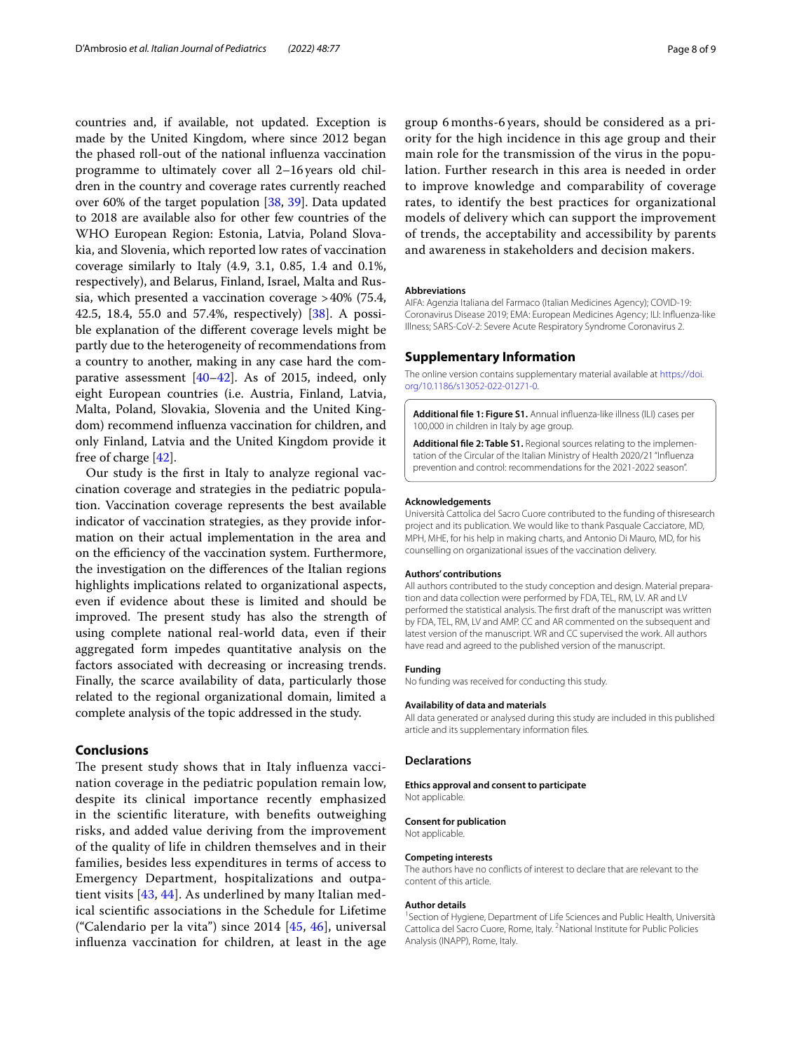countries and, if available, not updated. Exception is made by the United Kingdom, where since 2012 began the phased roll-out of the national influenza vaccination programme to ultimately cover all 2–16 years old children in the country and coverage rates currently reached over 60% of the target population [38, 39]. Data updated to 2018 are available also for other few countries of the WHO European Region: Estonia, Latvia, Poland Slovakia, and Slovenia, which reported low rates of vaccination coverage similarly to Italy (4.9, 3.1, 0.85, 1.4 and 0.1%, respectively), and Belarus, Finland, Israel, Malta and Russia, which presented a vaccination coverage >40% (75.4, 42.5, 18.4, 55.0 and 57.4%, respectively) [38]. A possible explanation of the different coverage levels might be partly due to the heterogeneity of recommendations from a country to another, making in any case hard the comparative assessment [40–42]. As of 2015, indeed, only eight European countries (i.e. Austria, Finland, Latvia, Malta, Poland, Slovakia, Slovenia and the United Kingdom) recommend influenza vaccination for children, and only Finland, Latvia and the United Kingdom provide it free of charge [42].

Our study is the first in Italy to analyze regional vaccination coverage and strategies in the pediatric population. Vaccination coverage represents the best available indicator of vaccination strategies, as they provide information on their actual implementation in the area and on the efficiency of the vaccination system. Furthermore, the investigation on the differences of the Italian regions highlights implications related to organizational aspects, even if evidence about these is limited and should be improved. The present study has also the strength of using complete national real-world data, even if their aggregated form impedes quantitative analysis on the factors associated with decreasing or increasing trends. Finally, the scarce availability of data, particularly those related to the regional organizational domain, limited a complete analysis of the topic addressed in the study.

## Conclusions

The present study shows that in Italy influenza vaccination coverage in the pediatric population remain low, despite its clinical importance recently emphasized in the scientific literature, with benefits outweighing risks, and added value deriving from the improvement of the quality of life in children themselves and in their families, besides less expenditures in terms of access to Emergency Department, hospitalizations and outpatient visits [43, 44]. As underlined by many Italian medical scientific associations in the Schedule for Lifetime ("Calendario per la vita") since 2014 [45, 46], universal influenza vaccination for children, at least in the age group 6 months-6 years, should be considered as a priority for the high incidence in this age group and their main role for the transmission of the virus in the population. Further research in this area is needed in order to improve knowledge and comparability of coverage rates, to identify the best practices for organizational models of delivery which can support the improvement of trends, the acceptability and accessibility by parents and awareness in stakeholders and decision makers.

#### Abbreviations

AIFA: Agenzia Italiana del Farmaco (Italian Medicines Agency); COVID-19: Coronavirus Disease 2019; EMA: European Medicines Agency; ILI: Influenza-like Illness; SARS-CoV-2: Severe Acute Respiratory Syndrome Coronavirus 2.

## Supplementary Information

The online version contains supplementary material available at https://doi.org/10.1186/s13052-022-01271-0.

**Additional file 1: Figure S1.** Annual influenza-like illness (ILI) cases per 100,000 in children in Italy by age group.

**Additional file 2: Table S1.** Regional sources relating to the implementation of the Circular of the Italian Ministry of Health 2020/21 "Influenza prevention and control: recommendations for the 2021-2022 season".

#### Acknowledgements

Università Cattolica del Sacro Cuore contributed to the funding of thisresearch project and its publication. We would like to thank Pasquale Cacciatore, MD, MPH, MHE, for his help in making charts, and Antonio Di Mauro, MD, for his counselling on organizational issues of the vaccination delivery.

#### Authors' contributions

All authors contributed to the study conception and design. Material preparation and data collection were performed by FDA, TEL, RM, LV. AR and LV performed the statistical analysis. The first draft of the manuscript was written by FDA, TEL, RM, LV and AMP. CC and AR commented on the subsequent and latest version of the manuscript. WR and CC supervised the work. All authors have read and agreed to the published version of the manuscript.

#### Funding

No funding was received for conducting this study.

#### Availability of data and materials

All data generated or analysed during this study are included in this published article and its supplementary information files.

### Declarations

#### Ethics approval and consent to participate

Not applicable.

#### Consent for publication

Not applicable.

#### Competing interests

The authors have no conflicts of interest to declare that are relevant to the content of this article.

#### Author details

[1]Section of Hygiene, Department of Life Sciences and Public Health, Università Cattolica del Sacro Cuore, Rome, Italy. [2]National Institute for Public Policies Analysis (INAPP), Rome, Italy.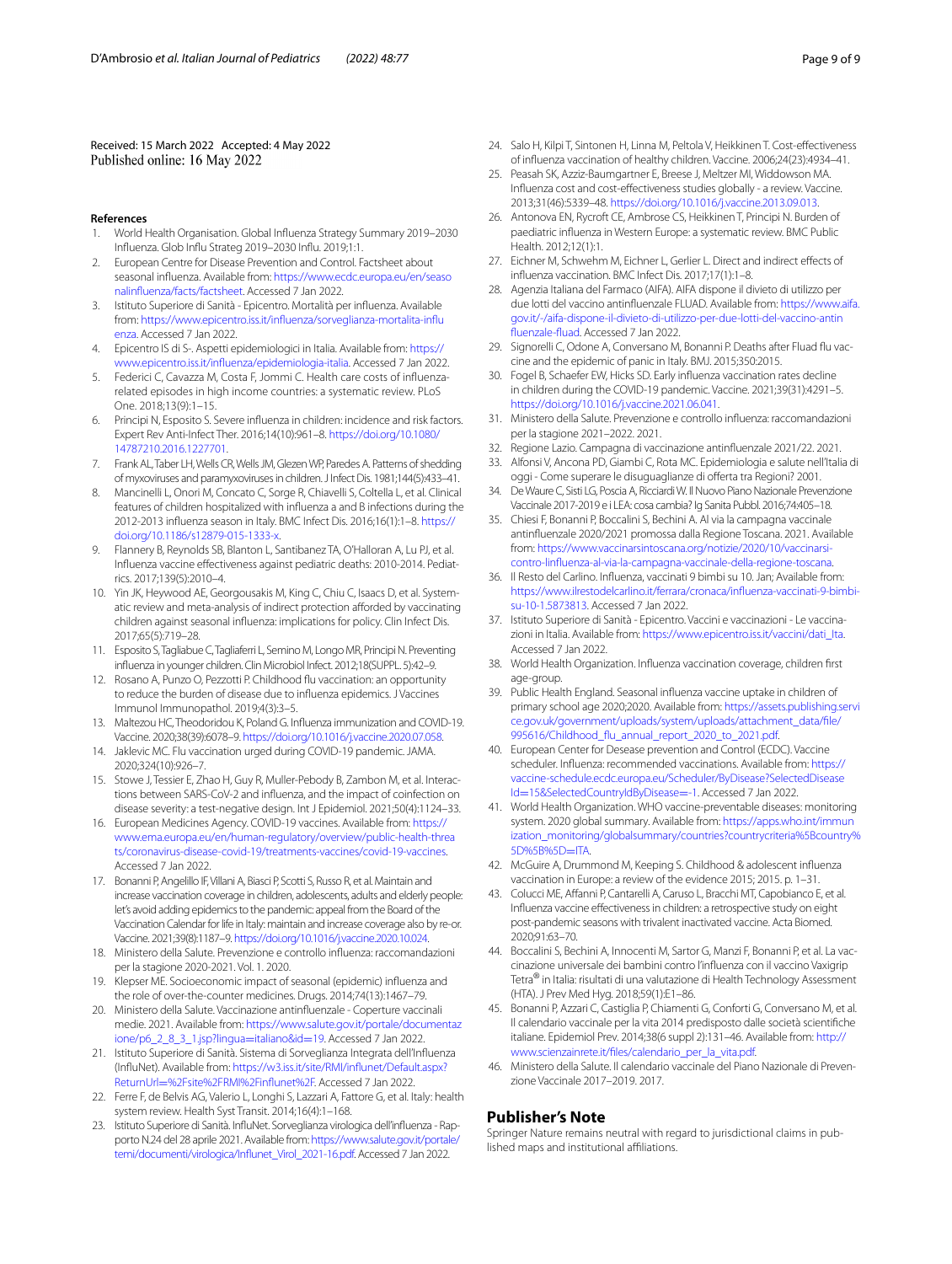Received: 15 March 2022 Accepted: 4 May 2022
Published online: 16 May 2022

### References

1. World Health Organisation. Global Influenza Strategy Summary 2019–2030 Influenza. Glob Influ Strateg 2019–2030 Influ. 2019;1:1.
2. European Centre for Disease Prevention and Control. Factsheet about seasonal influenza. Available from: https://www.ecdc.europa.eu/en/seasonalinfluenza/facts/factsheet. Accessed 7 Jan 2022.
3. Istituto Superiore di Sanità - Epicentro. Mortalità per influenza. Available from: https://www.epicentro.iss.it/influenza/sorveglianza-mortalita-influenza. Accessed 7 Jan 2022.
4. Epicentro IS di S-. Aspetti epidemiologici in Italia. Available from: https://www.epicentro.iss.it/influenza/epidemiologia-italia. Accessed 7 Jan 2022.
5. Federici C, Cavazza M, Costa F, Jommi C. Health care costs of influenza-related episodes in high income countries: a systematic review. PLoS One. 2018;13(9):1–15.
6. Principi N, Esposito S. Severe influenza in children: incidence and risk factors. Expert Rev Anti-Infect Ther. 2016;14(10):961–8. https://doi.org/10.1080/14787210.2016.1227701.
7. Frank AL, Taber LH, Wells CR, Wells JM, Glezen WP, Paredes A. Patterns of shedding of myxoviruses and paramyxoviruses in children. J Infect Dis. 1981;144(5):433–41.
8. Mancinelli L, Onori M, Concato C, Sorge R, Chiavelli S, Coltella L, et al. Clinical features of children hospitalized with influenza a and B infections during the 2012-2013 influenza season in Italy. BMC Infect Dis. 2016;16(1):1–8. https://doi.org/10.1186/s12879-015-1333-x.
9. Flannery B, Reynolds SB, Blanton L, Santibanez TA, O'Halloran A, Lu PJ, et al. Influenza vaccine effectiveness against pediatric deaths: 2010-2014. Pediatrics. 2017;139(5):2010–4.
10. Yin JK, Heywood AE, Georgousakis M, King C, Chiu C, Isaacs D, et al. Systematic review and meta-analysis of indirect protection afforded by vaccinating children against seasonal influenza: implications for policy. Clin Infect Dis. 2017;65(5):719–28.
11. Esposito S, Tagliabue C, Tagliaferri L, Semino M, Longo MR, Principi N. Preventing influenza in younger children. Clin Microbiol Infect. 2012;18(SUPPL. 5):42–9.
12. Rosano A, Punzo O, Pezzotti P. Childhood flu vaccination: an opportunity to reduce the burden of disease due to influenza epidemics. J Vaccines Immunol Immunopathol. 2019;4(3):3–5.
13. Maltezou HC, Theodoridou K, Poland G. Influenza immunization and COVID-19. Vaccine. 2020;38(39):6078–9. https://doi.org/10.1016/j.vaccine.2020.07.058.
14. Jaklevic MC. Flu vaccination urged during COVID-19 pandemic. JAMA. 2020;324(10):926–7.
15. Stowe J, Tessier E, Zhao H, Guy R, Muller-Pebody B, Zambon M, et al. Interactions between SARS-CoV-2 and influenza, and the impact of coinfection on disease severity: a test-negative design. Int J Epidemiol. 2021;50(4):1124–33.
16. European Medicines Agency. COVID-19 vaccines. Available from: https://www.ema.europa.eu/en/human-regulatory/overview/public-health-threats/coronavirus-disease-covid-19/treatments-vaccines/covid-19-vaccines. Accessed 7 Jan 2022.
17. Bonanni P, Angelillo IF, Villani A, Biasci P, Scotti S, Russo R, et al. Maintain and increase vaccination coverage in children, adolescents, adults and elderly people: let's avoid adding epidemics to the pandemic: appeal from the Board of the Vaccination Calendar for life in Italy: maintain and increase coverage also by re-or. Vaccine. 2021;39(8):1187–9. https://doi.org/10.1016/j.vaccine.2020.10.024.
18. Ministero della Salute. Prevenzione e controllo influenza: raccomandazioni per la stagione 2020-2021. Vol. 1. 2020.
19. Klepser ME. Socioeconomic impact of seasonal (epidemic) influenza and the role of over-the-counter medicines. Drugs. 2014;74(13):1467–79.
20. Ministero della Salute. Vaccinazione antinfluenzale - Coperture vaccinali medie. 2021. Available from: https://www.salute.gov.it/portale/documentazione/p6_2_8_3_1.jsp?lingua=italiano&id=19. Accessed 7 Jan 2022.
21. Istituto Superiore di Sanità. Sistema di Sorveglianza Integrata dell'Influenza (InfluNet). Available from: https://w3.iss.it/site/RMI/influnet/Default.aspx?ReturnUrl=%2Fsite%2FRMI%2Finflunet%2F. Accessed 7 Jan 2022.
22. Ferre F, de Belvis AG, Valerio L, Longhi S, Lazzari A, Fattore G, et al. Italy: health system review. Health Syst Transit. 2014;16(4):1–168.
23. Istituto Superiore di Sanità. InfluNet. Sorveglianza virologica dell'influenza - Rapporto N.24 del 28 aprile 2021. Available from: https://www.salute.gov.it/portale/temi/documenti/virologica/Influnet_Virol_2021-16.pdf. Accessed 7 Jan 2022.
24. Salo H, Kilpi T, Sintonen H, Linna M, Peltola V, Heikkinen T. Cost-effectiveness of influenza vaccination of healthy children. Vaccine. 2006;24(23):4934–41.
25. Peasah SK, Azziz-Baumgartner E, Breese J, Meltzer MI, Widdowson MA. Influenza cost and cost-effectiveness studies globally - a review. Vaccine. 2013;31(46):5339–48. https://doi.org/10.1016/j.vaccine.2013.09.013.
26. Antonova EN, Rycroft CE, Ambrose CS, Heikkinen T, Principi N. Burden of paediatric influenza in Western Europe: a systematic review. BMC Public Health. 2012;12(1):1.
27. Eichner M, Schwehm M, Eichner L, Gerlier L. Direct and indirect effects of influenza vaccination. BMC Infect Dis. 2017;17(1):1–8.
28. Agenzia Italiana del Farmaco (AIFA). AIFA dispone il divieto di utilizzo per due lotti del vaccino antinfluenzale FLUAD. Available from: https://www.aifa.gov.it/-/aifa-dispone-il-divieto-di-utilizzo-per-due-lotti-del-vaccino-antinfluenzale-fluad. Accessed 7 Jan 2022.
29. Signorelli C, Odone A, Conversano M, Bonanni P. Deaths after Fluad flu vaccine and the epidemic of panic in Italy. BMJ. 2015;350:2015.
30. Fogel B, Schaefer EW, Hicks SD. Early influenza vaccination rates decline in children during the COVID-19 pandemic. Vaccine. 2021;39(31):4291–5. https://doi.org/10.1016/j.vaccine.2021.06.041.
31. Ministero della Salute. Prevenzione e controllo influenza: raccomandazioni per la stagione 2021–2022. 2021.
32. Regione Lazio. Campagna di vaccinazione antinfluenzale 2021/22. 2021.
33. Alfonsi V, Ancona PD, Giambi C, Rota MC. Epidemiologia e salute nell'Italia di oggi - Come superare le disuguaglianze di offerta tra Regioni? 2001.
34. De Waure C, Sisti LG, Poscia A, Ricciardi W. Il Nuovo Piano Nazionale Prevenzione Vaccinale 2017-2019 e i LEA: cosa cambia? Ig Sanita Pubbl. 2016;74:405–18.
35. Chiesi F, Bonanni P, Boccalini S, Bechini A. Al via la campagna vaccinale antinfluenzale 2020/2021 promossa dalla Regione Toscana. 2021. Available from: https://www.vaccinarsintoscana.org/notizie/2020/10/vaccinarsi-contro-linfluenza-al-via-la-campagna-vaccinale-della-regione-toscana.
36. Il Resto del Carlino. Influenza, vaccinati 9 bimbi su 10. Jan; Available from: https://www.ilrestodelcarlino.it/ferrara/cronaca/influenza-vaccinati-9-bimbi-su-10-1.5873813. Accessed 7 Jan 2022.
37. Istituto Superiore di Sanità - Epicentro. Vaccini e vaccinazioni - Le vaccinazioni in Italia. Available from: https://www.epicentro.iss.it/vaccini/dati_Ita. Accessed 7 Jan 2022.
38. World Health Organization. Influenza vaccination coverage, children first age-group.
39. Public Health England. Seasonal influenza vaccine uptake in children of primary school age 2020;2020. Available from: https://assets.publishing.service.gov.uk/government/uploads/system/uploads/attachment_data/file/995616/Childhood_flu_annual_report_2020_to_2021.pdf.
40. European Center for Desease prevention and Control (ECDC). Vaccine scheduler. Influenza: recommended vaccinations. Available from: https://vaccine-schedule.ecdc.europa.eu/Scheduler/ByDisease?SelectedDiseaseId=15&SelectedCountryIdByDisease=-1. Accessed 7 Jan 2022.
41. World Health Organization. WHO vaccine-preventable diseases: monitoring system. 2020 global summary. Available from: https://apps.who.int/immunization_monitoring/globalsummary/countries?countrycriteria%5Bcountry%5D%5B%5D=ITA.
42. McGuire A, Drummond M, Keeping S. Childhood & adolescent influenza vaccination in Europe: a review of the evidence 2015; 2015. p. 1–31.
43. Colucci ME, Affanni P, Cantarelli A, Caruso L, Bracchi MT, Capobianco E, et al. Influenza vaccine effectiveness in children: a retrospective study on eight post-pandemic seasons with trivalent inactivated vaccine. Acta Biomed. 2020;91:63–70.
44. Boccalini S, Bechini A, Innocenti M, Sartor G, Manzi F, Bonanni P, et al. La vaccinazione universale dei bambini contro l'influenza con il vaccino Vaxigrip Tetra® in Italia: risultati di una valutazione di Health Technology Assessment (HTA). J Prev Med Hyg. 2018;59(1):E1–86.
45. Bonanni P, Azzari C, Castiglia P, Chiamenti G, Conforti G, Conversano M, et al. Il calendario vaccinale per la vita 2014 predisposto dalle società scientifiche italiane. Epidemiol Prev. 2014;38(6 suppl 2):131–46. Available from: http://www.scienzainrete.it/files/calendario_per_la_vita.pdf.
46. Ministero della Salute. Il calendario vaccinale del Piano Nazionale di Prevenzione Vaccinale 2017–2019. 2017.

## Publisher's Note

Springer Nature remains neutral with regard to jurisdictional claims in published maps and institutional affiliations.